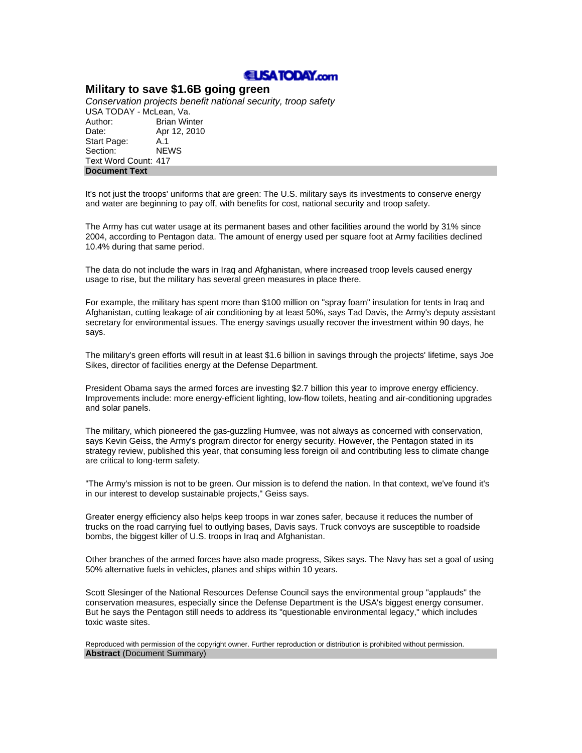USATODAY.com

# Military to save $1.6B going green

*Conservation projects benefit national security, troop safety*

USA TODAY - McLean, Va.

| | |
|---|---|
| Author: | Brian Winter |
| Date: | Apr 12, 2010 |
| Start Page: | A.1 |
| Section: | NEWS |
| Text Word Count: | 417 |

**Document Text**

It's not just the troops' uniforms that are green: The U.S. military says its investments to conserve energy and water are beginning to pay off, with benefits for cost, national security and troop safety.

The Army has cut water usage at its permanent bases and other facilities around the world by 31% since 2004, according to Pentagon data. The amount of energy used per square foot at Army facilities declined 10.4% during that same period.

The data do not include the wars in Iraq and Afghanistan, where increased troop levels caused energy usage to rise, but the military has several green measures in place there.

For example, the military has spent more than $100 million on "spray foam" insulation for tents in Iraq and Afghanistan, cutting leakage of air conditioning by at least 50%, says Tad Davis, the Army's deputy assistant secretary for environmental issues. The energy savings usually recover the investment within 90 days, he says.

The military's green efforts will result in at least $1.6 billion in savings through the projects' lifetime, says Joe Sikes, director of facilities energy at the Defense Department.

President Obama says the armed forces are investing $2.7 billion this year to improve energy efficiency. Improvements include: more energy-efficient lighting, low-flow toilets, heating and air-conditioning upgrades and solar panels.

The military, which pioneered the gas-guzzling Humvee, was not always as concerned with conservation, says Kevin Geiss, the Army's program director for energy security. However, the Pentagon stated in its strategy review, published this year, that consuming less foreign oil and contributing less to climate change are critical to long-term safety.

"The Army's mission is not to be green. Our mission is to defend the nation. In that context, we've found it's in our interest to develop sustainable projects," Geiss says.

Greater energy efficiency also helps keep troops in war zones safer, because it reduces the number of trucks on the road carrying fuel to outlying bases, Davis says. Truck convoys are susceptible to roadside bombs, the biggest killer of U.S. troops in Iraq and Afghanistan.

Other branches of the armed forces have also made progress, Sikes says. The Navy has set a goal of using 50% alternative fuels in vehicles, planes and ships within 10 years.

Scott Slesinger of the National Resources Defense Council says the environmental group "applauds" the conservation measures, especially since the Defense Department is the USA's biggest energy consumer. But he says the Pentagon still needs to address its "questionable environmental legacy," which includes toxic waste sites.

Reproduced with permission of the copyright owner. Further reproduction or distribution is prohibited without permission.

**Abstract** (Document Summary)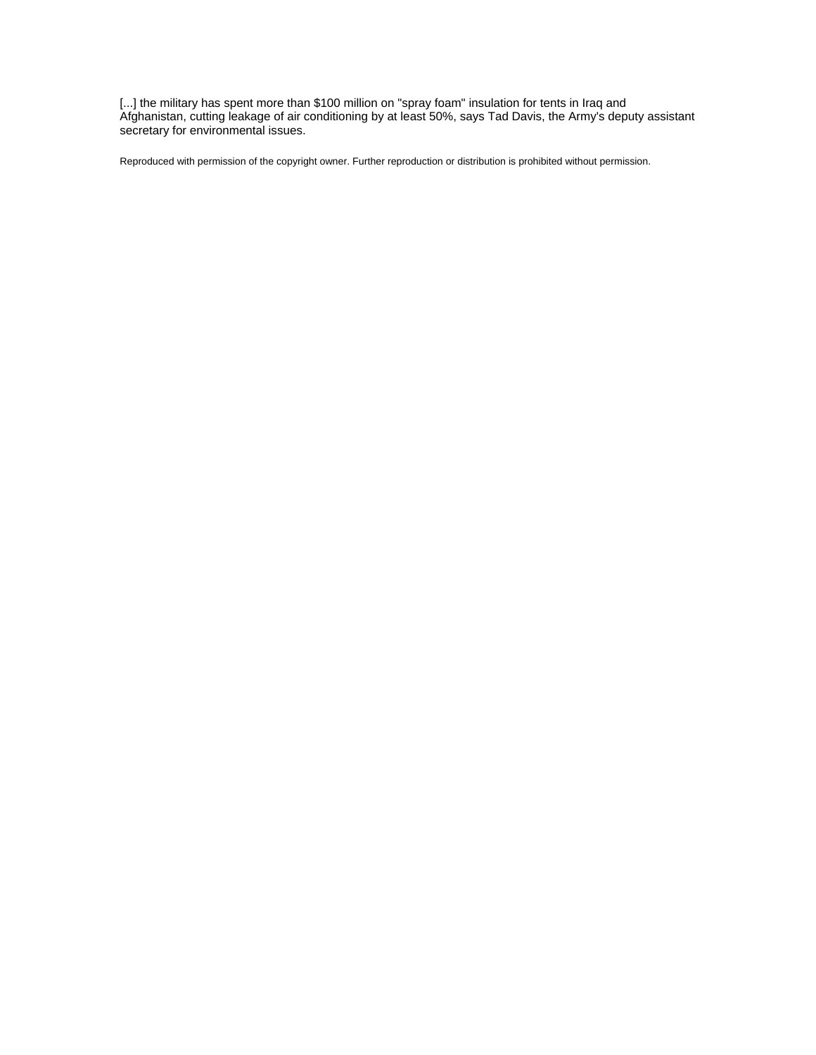[...] the military has spent more than $100 million on "spray foam" insulation for tents in Iraq and Afghanistan, cutting leakage of air conditioning by at least 50%, says Tad Davis, the Army's deputy assistant secretary for environmental issues.

Reproduced with permission of the copyright owner. Further reproduction or distribution is prohibited without permission.